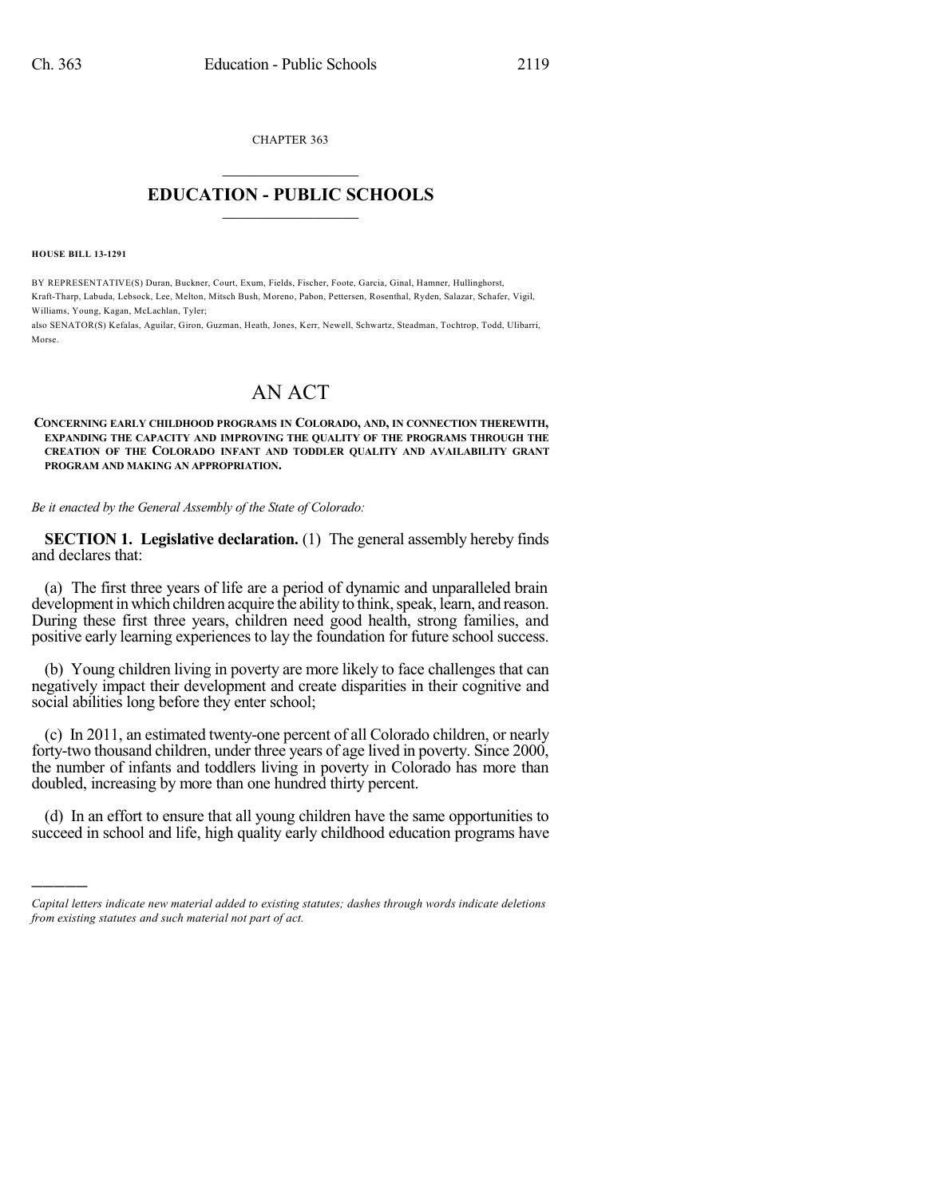CHAPTER 363

# EDUCATION - PUBLIC SCHOOLS

**HOUSE BILL 13-1291**

BY REPRESENTATIVE(S) Duran, Buckner, Court, Exum, Fields, Fischer, Foote, Garcia, Ginal, Hamner, Hullinghorst, Kraft-Tharp, Labuda, Lebsock, Lee, Melton, Mitsch Bush, Moreno, Pabon, Pettersen, Rosenthal, Ryden, Salazar, Schafer, Vigil, Williams, Young, Kagan, McLachlan, Tyler;
also SENATOR(S) Kefalas, Aguilar, Giron, Guzman, Heath, Jones, Kerr, Newell, Schwartz, Steadman, Tochtrop, Todd, Ulibarri, Morse.

# AN ACT

**CONCERNING EARLY CHILDHOOD PROGRAMS IN COLORADO, AND, IN CONNECTION THEREWITH, EXPANDING THE CAPACITY AND IMPROVING THE QUALITY OF THE PROGRAMS THROUGH THE CREATION OF THE COLORADO INFANT AND TODDLER QUALITY AND AVAILABILITY GRANT PROGRAM AND MAKING AN APPROPRIATION.**

*Be it enacted by the General Assembly of the State of Colorado:*

**SECTION 1. Legislative declaration.** (1) The general assembly hereby finds and declares that:

(a) The first three years of life are a period of dynamic and unparalleled brain development in which children acquire the ability to think, speak, learn, and reason. During these first three years, children need good health, strong families, and positive early learning experiences to lay the foundation for future school success.

(b) Young children living in poverty are more likely to face challenges that can negatively impact their development and create disparities in their cognitive and social abilities long before they enter school;

(c) In 2011, an estimated twenty-one percent of all Colorado children, or nearly forty-two thousand children, under three years of age lived in poverty. Since 2000, the number of infants and toddlers living in poverty in Colorado has more than doubled, increasing by more than one hundred thirty percent.

(d) In an effort to ensure that all young children have the same opportunities to succeed in school and life, high quality early childhood education programs have

---

*Capital letters indicate new material added to existing statutes; dashes through words indicate deletions from existing statutes and such material not part of act.*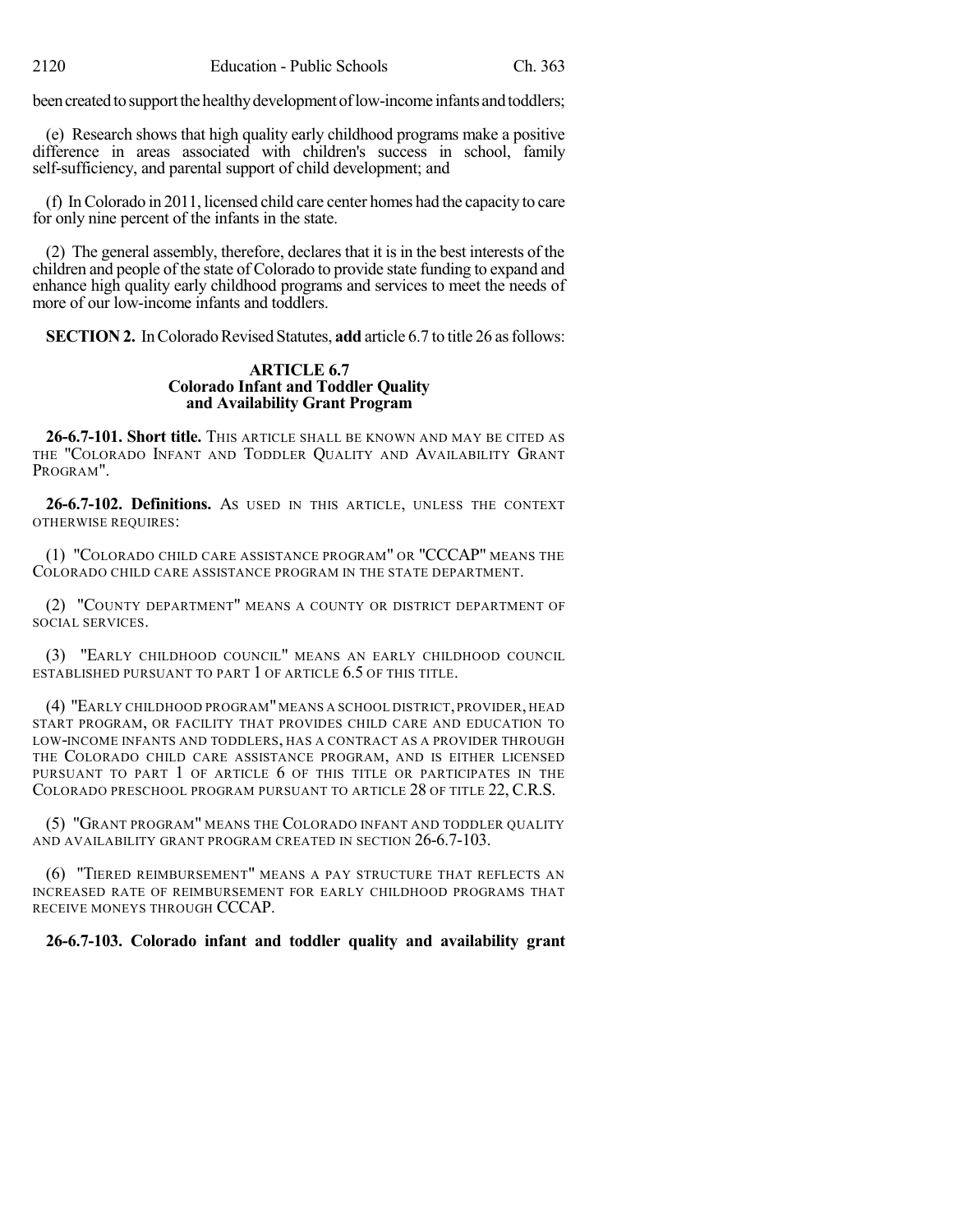been created to support the healthy development of low-income infants and toddlers;

(e) Research shows that high quality early childhood programs make a positive difference in areas associated with children's success in school, family self-sufficiency, and parental support of child development; and

(f) In Colorado in 2011, licensed child care center homes had the capacity to care for only nine percent of the infants in the state.

(2) The general assembly, therefore, declares that it is in the best interests of the children and people of the state of Colorado to provide state funding to expand and enhance high quality early childhood programs and services to meet the needs of more of our low-income infants and toddlers.

**SECTION 2.** In Colorado Revised Statutes, **add** article 6.7 to title 26 as follows:

**ARTICLE 6.7**
**Colorado Infant and Toddler Quality and Availability Grant Program**

**26-6.7-101. Short title.** THIS ARTICLE SHALL BE KNOWN AND MAY BE CITED AS THE "COLORADO INFANT AND TODDLER QUALITY AND AVAILABILITY GRANT PROGRAM".

**26-6.7-102. Definitions.** AS USED IN THIS ARTICLE, UNLESS THE CONTEXT OTHERWISE REQUIRES:

(1) "COLORADO CHILD CARE ASSISTANCE PROGRAM" OR "CCCAP" MEANS THE COLORADO CHILD CARE ASSISTANCE PROGRAM IN THE STATE DEPARTMENT.

(2) "COUNTY DEPARTMENT" MEANS A COUNTY OR DISTRICT DEPARTMENT OF SOCIAL SERVICES.

(3) "EARLY CHILDHOOD COUNCIL" MEANS AN EARLY CHILDHOOD COUNCIL ESTABLISHED PURSUANT TO PART 1 OF ARTICLE 6.5 OF THIS TITLE.

(4) "EARLY CHILDHOOD PROGRAM" MEANS A SCHOOL DISTRICT, PROVIDER, HEAD START PROGRAM, OR FACILITY THAT PROVIDES CHILD CARE AND EDUCATION TO LOW-INCOME INFANTS AND TODDLERS, HAS A CONTRACT AS A PROVIDER THROUGH THE COLORADO CHILD CARE ASSISTANCE PROGRAM, AND IS EITHER LICENSED PURSUANT TO PART 1 OF ARTICLE 6 OF THIS TITLE OR PARTICIPATES IN THE COLORADO PRESCHOOL PROGRAM PURSUANT TO ARTICLE 28 OF TITLE 22, C.R.S.

(5) "GRANT PROGRAM" MEANS THE COLORADO INFANT AND TODDLER QUALITY AND AVAILABILITY GRANT PROGRAM CREATED IN SECTION 26-6.7-103.

(6) "TIERED REIMBURSEMENT" MEANS A PAY STRUCTURE THAT REFLECTS AN INCREASED RATE OF REIMBURSEMENT FOR EARLY CHILDHOOD PROGRAMS THAT RECEIVE MONEYS THROUGH CCCAP.

**26-6.7-103. Colorado infant and toddler quality and availability grant**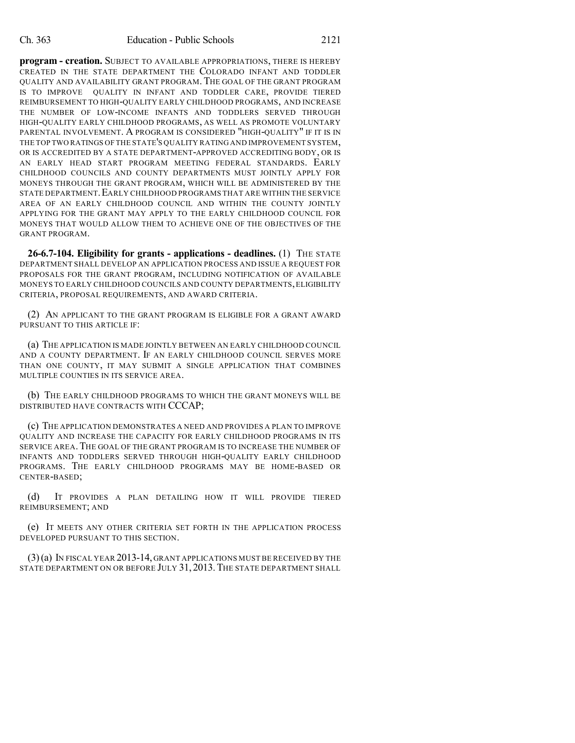**program - creation.** SUBJECT TO AVAILABLE APPROPRIATIONS, THERE IS HEREBY CREATED IN THE STATE DEPARTMENT THE COLORADO INFANT AND TODDLER QUALITY AND AVAILABILITY GRANT PROGRAM. THE GOAL OF THE GRANT PROGRAM IS TO IMPROVE QUALITY IN INFANT AND TODDLER CARE, PROVIDE TIERED REIMBURSEMENT TO HIGH-QUALITY EARLY CHILDHOOD PROGRAMS, AND INCREASE THE NUMBER OF LOW-INCOME INFANTS AND TODDLERS SERVED THROUGH HIGH-QUALITY EARLY CHILDHOOD PROGRAMS, AS WELL AS PROMOTE VOLUNTARY PARENTAL INVOLVEMENT. A PROGRAM IS CONSIDERED "HIGH-QUALITY" IF IT IS IN THE TOP TWO RATINGS OF THE STATE'S QUALITY RATING AND IMPROVEMENT SYSTEM, OR IS ACCREDITED BY A STATE DEPARTMENT-APPROVED ACCREDITING BODY, OR IS AN EARLY HEAD START PROGRAM MEETING FEDERAL STANDARDS. EARLY CHILDHOOD COUNCILS AND COUNTY DEPARTMENTS MUST JOINTLY APPLY FOR MONEYS THROUGH THE GRANT PROGRAM, WHICH WILL BE ADMINISTERED BY THE STATE DEPARTMENT. EARLY CHILDHOOD PROGRAMS THAT ARE WITHIN THE SERVICE AREA OF AN EARLY CHILDHOOD COUNCIL AND WITHIN THE COUNTY JOINTLY APPLYING FOR THE GRANT MAY APPLY TO THE EARLY CHILDHOOD COUNCIL FOR MONEYS THAT WOULD ALLOW THEM TO ACHIEVE ONE OF THE OBJECTIVES OF THE GRANT PROGRAM.

**26-6.7-104. Eligibility for grants - applications - deadlines.** (1) THE STATE DEPARTMENT SHALL DEVELOP AN APPLICATION PROCESS AND ISSUE A REQUEST FOR PROPOSALS FOR THE GRANT PROGRAM, INCLUDING NOTIFICATION OF AVAILABLE MONEYS TO EARLY CHILDHOOD COUNCILS AND COUNTY DEPARTMENTS, ELIGIBILITY CRITERIA, PROPOSAL REQUIREMENTS, AND AWARD CRITERIA.

(2) AN APPLICANT TO THE GRANT PROGRAM IS ELIGIBLE FOR A GRANT AWARD PURSUANT TO THIS ARTICLE IF:

(a) THE APPLICATION IS MADE JOINTLY BETWEEN AN EARLY CHILDHOOD COUNCIL AND A COUNTY DEPARTMENT. IF AN EARLY CHILDHOOD COUNCIL SERVES MORE THAN ONE COUNTY, IT MAY SUBMIT A SINGLE APPLICATION THAT COMBINES MULTIPLE COUNTIES IN ITS SERVICE AREA.

(b) THE EARLY CHILDHOOD PROGRAMS TO WHICH THE GRANT MONEYS WILL BE DISTRIBUTED HAVE CONTRACTS WITH CCCAP;

(c) THE APPLICATION DEMONSTRATES A NEED AND PROVIDES A PLAN TO IMPROVE QUALITY AND INCREASE THE CAPACITY FOR EARLY CHILDHOOD PROGRAMS IN ITS SERVICE AREA. THE GOAL OF THE GRANT PROGRAM IS TO INCREASE THE NUMBER OF INFANTS AND TODDLERS SERVED THROUGH HIGH-QUALITY EARLY CHILDHOOD PROGRAMS. THE EARLY CHILDHOOD PROGRAMS MAY BE HOME-BASED OR CENTER-BASED;

(d) IT PROVIDES A PLAN DETAILING HOW IT WILL PROVIDE TIERED REIMBURSEMENT; AND

(e) IT MEETS ANY OTHER CRITERIA SET FORTH IN THE APPLICATION PROCESS DEVELOPED PURSUANT TO THIS SECTION.

(3) (a) IN FISCAL YEAR 2013-14, GRANT APPLICATIONS MUST BE RECEIVED BY THE STATE DEPARTMENT ON OR BEFORE JULY 31, 2013. THE STATE DEPARTMENT SHALL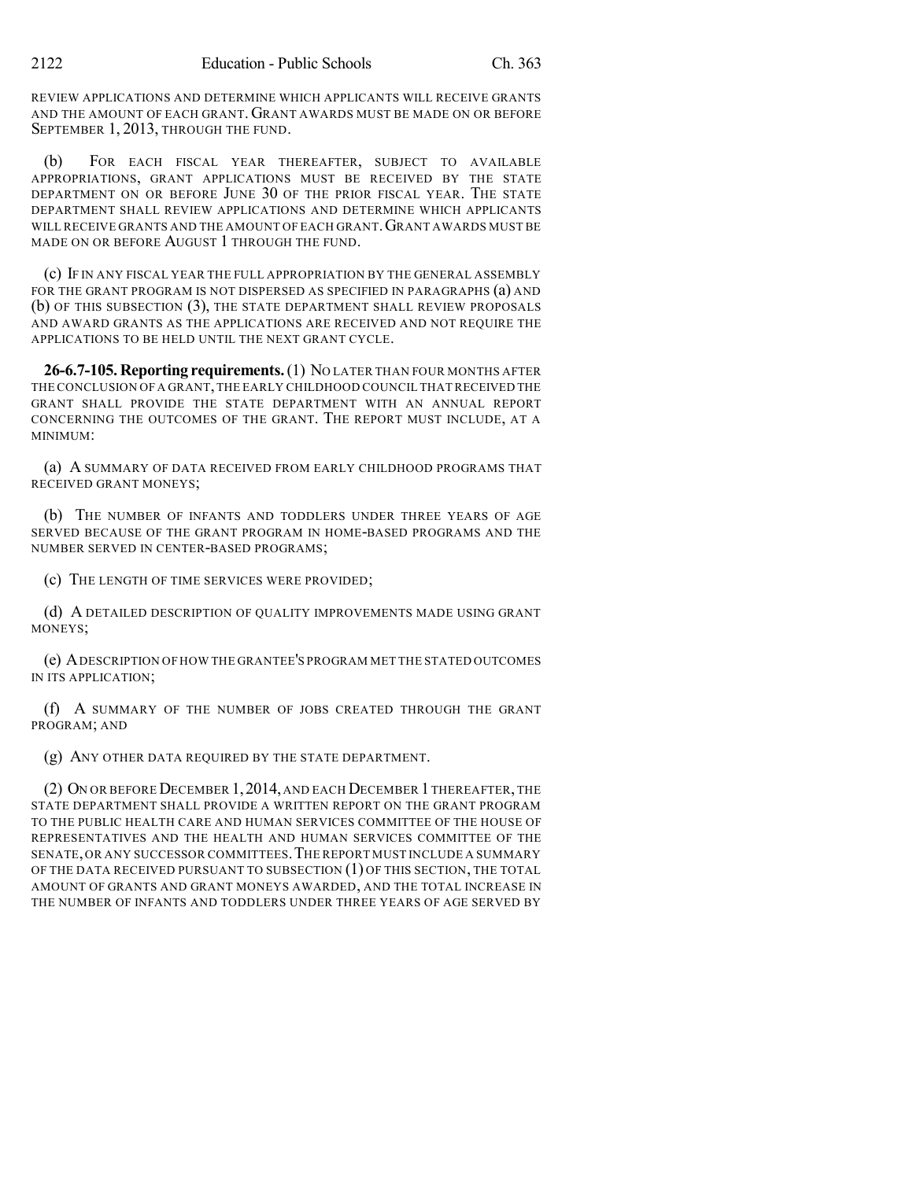REVIEW APPLICATIONS AND DETERMINE WHICH APPLICANTS WILL RECEIVE GRANTS AND THE AMOUNT OF EACH GRANT. GRANT AWARDS MUST BE MADE ON OR BEFORE SEPTEMBER 1, 2013, THROUGH THE FUND.

(b) FOR EACH FISCAL YEAR THEREAFTER, SUBJECT TO AVAILABLE APPROPRIATIONS, GRANT APPLICATIONS MUST BE RECEIVED BY THE STATE DEPARTMENT ON OR BEFORE JUNE 30 OF THE PRIOR FISCAL YEAR. THE STATE DEPARTMENT SHALL REVIEW APPLICATIONS AND DETERMINE WHICH APPLICANTS WILL RECEIVE GRANTS AND THE AMOUNT OF EACH GRANT. GRANT AWARDS MUST BE MADE ON OR BEFORE AUGUST 1 THROUGH THE FUND.

(c) IF IN ANY FISCAL YEAR THE FULL APPROPRIATION BY THE GENERAL ASSEMBLY FOR THE GRANT PROGRAM IS NOT DISPERSED AS SPECIFIED IN PARAGRAPHS (a) AND (b) OF THIS SUBSECTION (3), THE STATE DEPARTMENT SHALL REVIEW PROPOSALS AND AWARD GRANTS AS THE APPLICATIONS ARE RECEIVED AND NOT REQUIRE THE APPLICATIONS TO BE HELD UNTIL THE NEXT GRANT CYCLE.

**26-6.7-105. Reporting requirements.** (1) NO LATER THAN FOUR MONTHS AFTER THE CONCLUSION OF A GRANT, THE EARLY CHILDHOOD COUNCIL THAT RECEIVED THE GRANT SHALL PROVIDE THE STATE DEPARTMENT WITH AN ANNUAL REPORT CONCERNING THE OUTCOMES OF THE GRANT. THE REPORT MUST INCLUDE, AT A MINIMUM:

(a) A SUMMARY OF DATA RECEIVED FROM EARLY CHILDHOOD PROGRAMS THAT RECEIVED GRANT MONEYS;

(b) THE NUMBER OF INFANTS AND TODDLERS UNDER THREE YEARS OF AGE SERVED BECAUSE OF THE GRANT PROGRAM IN HOME-BASED PROGRAMS AND THE NUMBER SERVED IN CENTER-BASED PROGRAMS;

(c) THE LENGTH OF TIME SERVICES WERE PROVIDED;

(d) A DETAILED DESCRIPTION OF QUALITY IMPROVEMENTS MADE USING GRANT MONEYS;

(e) A DESCRIPTION OF HOW THE GRANTEE'S PROGRAM MET THE STATED OUTCOMES IN ITS APPLICATION;

(f) A SUMMARY OF THE NUMBER OF JOBS CREATED THROUGH THE GRANT PROGRAM; AND

(g) ANY OTHER DATA REQUIRED BY THE STATE DEPARTMENT.

(2) ON OR BEFORE DECEMBER 1, 2014, AND EACH DECEMBER 1 THEREAFTER, THE STATE DEPARTMENT SHALL PROVIDE A WRITTEN REPORT ON THE GRANT PROGRAM TO THE PUBLIC HEALTH CARE AND HUMAN SERVICES COMMITTEE OF THE HOUSE OF REPRESENTATIVES AND THE HEALTH AND HUMAN SERVICES COMMITTEE OF THE SENATE, OR ANY SUCCESSOR COMMITTEES. THE REPORT MUST INCLUDE A SUMMARY OF THE DATA RECEIVED PURSUANT TO SUBSECTION (1) OF THIS SECTION, THE TOTAL AMOUNT OF GRANTS AND GRANT MONEYS AWARDED, AND THE TOTAL INCREASE IN THE NUMBER OF INFANTS AND TODDLERS UNDER THREE YEARS OF AGE SERVED BY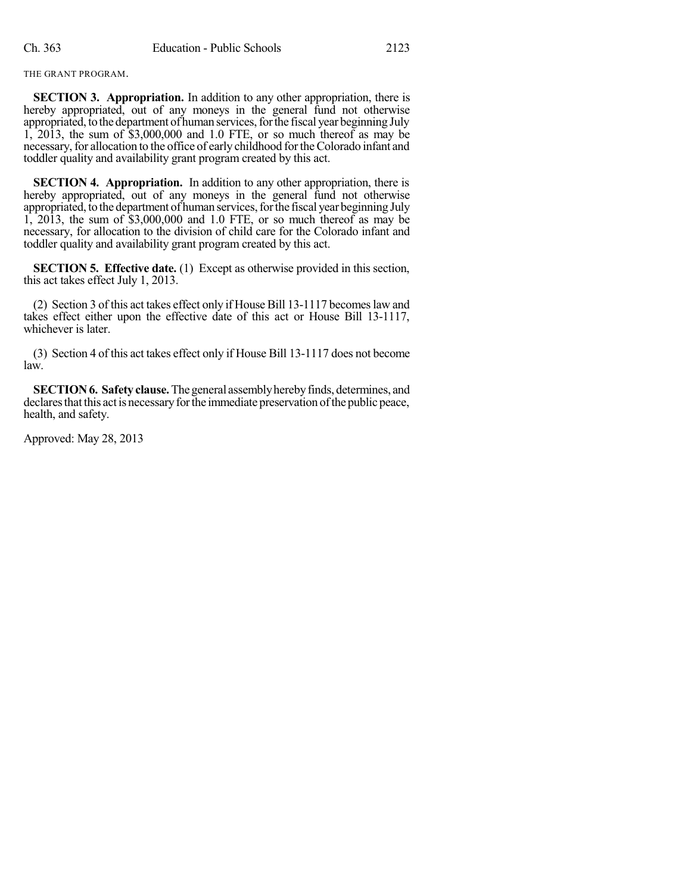THE GRANT PROGRAM.

**SECTION 3. Appropriation.** In addition to any other appropriation, there is hereby appropriated, out of any moneys in the general fund not otherwise appropriated, to the department of human services, for the fiscal year beginning July 1, 2013, the sum of $3,000,000 and 1.0 FTE, or so much thereof as may be necessary, for allocation to the office of early childhood for the Colorado infant and toddler quality and availability grant program created by this act.

**SECTION 4. Appropriation.** In addition to any other appropriation, there is hereby appropriated, out of any moneys in the general fund not otherwise appropriated, to the department of human services, for the fiscal year beginning July 1, 2013, the sum of $3,000,000 and 1.0 FTE, or so much thereof as may be necessary, for allocation to the division of child care for the Colorado infant and toddler quality and availability grant program created by this act.

**SECTION 5. Effective date.** (1) Except as otherwise provided in this section, this act takes effect July 1, 2013.

(2) Section 3 of this act takes effect only if House Bill 13-1117 becomes law and takes effect either upon the effective date of this act or House Bill 13-1117, whichever is later.

(3) Section 4 of this act takes effect only if House Bill 13-1117 does not become law.

**SECTION 6. Safety clause.** The general assembly hereby finds, determines, and declares that this act is necessary for the immediate preservation of the public peace, health, and safety.

Approved: May 28, 2013